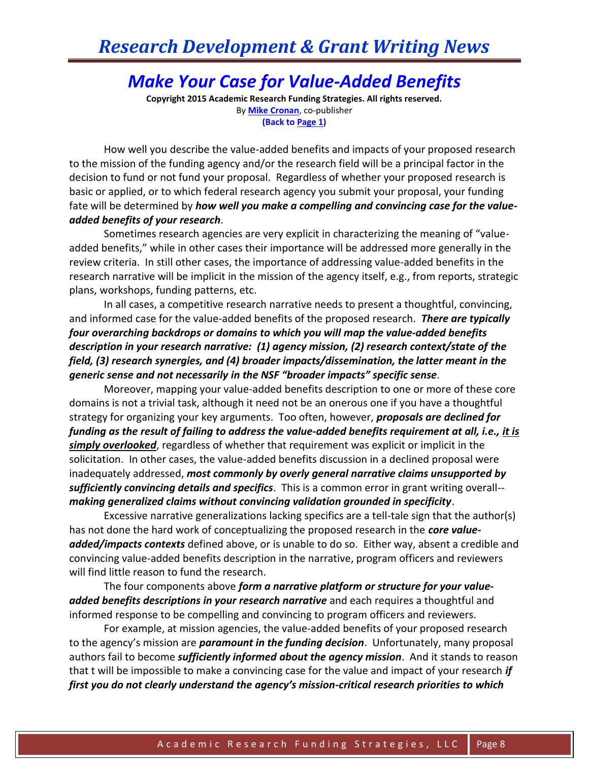# Make Your Case for Value-Added Benefits

**Copyright 2015 Academic Research Funding Strategies. All rights reserved.**
By **Mike Cronan**, co-publisher
**(Back to Page 1)**

How well you describe the value-added benefits and impacts of your proposed research to the mission of the funding agency and/or the research field will be a principal factor in the decision to fund or not fund your proposal. Regardless of whether your proposed research is basic or applied, or to which federal research agency you submit your proposal, your funding fate will be determined by ***how well you make a compelling and convincing case for the value-added benefits of your research***.

Sometimes research agencies are very explicit in characterizing the meaning of "value-added benefits," while in other cases their importance will be addressed more generally in the review criteria. In still other cases, the importance of addressing value-added benefits in the research narrative will be implicit in the mission of the agency itself, e.g., from reports, strategic plans, workshops, funding patterns, etc.

In all cases, a competitive research narrative needs to present a thoughtful, convincing, and informed case for the value-added benefits of the proposed research. ***There are typically four overarching backdrops or domains to which you will map the value-added benefits description in your research narrative: (1) agency mission, (2) research context/state of the field, (3) research synergies, and (4) broader impacts/dissemination, the latter meant in the generic sense and not necessarily in the NSF "broader impacts" specific sense***.

Moreover, mapping your value-added benefits description to one or more of these core domains is not a trivial task, although it need not be an onerous one if you have a thoughtful strategy for organizing your key arguments. Too often, however, ***proposals are declined for funding as the result of failing to address the value-added benefits requirement at all, i.e., it is simply overlooked***, regardless of whether that requirement was explicit or implicit in the solicitation. In other cases, the value-added benefits discussion in a declined proposal were inadequately addressed, ***most commonly by overly general narrative claims unsupported by sufficiently convincing details and specifics***. This is a common error in grant writing overall--***making generalized claims without convincing validation grounded in specificity***.

Excessive narrative generalizations lacking specifics are a tell-tale sign that the author(s) has not done the hard work of conceptualizing the proposed research in the ***core value-added/impacts contexts*** defined above, or is unable to do so. Either way, absent a credible and convincing value-added benefits description in the narrative, program officers and reviewers will find little reason to fund the research.

The four components above ***form a narrative platform or structure for your value-added benefits descriptions in your research narrative*** and each requires a thoughtful and informed response to be compelling and convincing to program officers and reviewers.

For example, at mission agencies, the value-added benefits of your proposed research to the agency's mission are ***paramount in the funding decision***. Unfortunately, many proposal authors fail to become ***sufficiently informed about the agency mission***. And it stands to reason that t will be impossible to make a convincing case for the value and impact of your research ***if first you do not clearly understand the agency's mission-critical research priorities to which***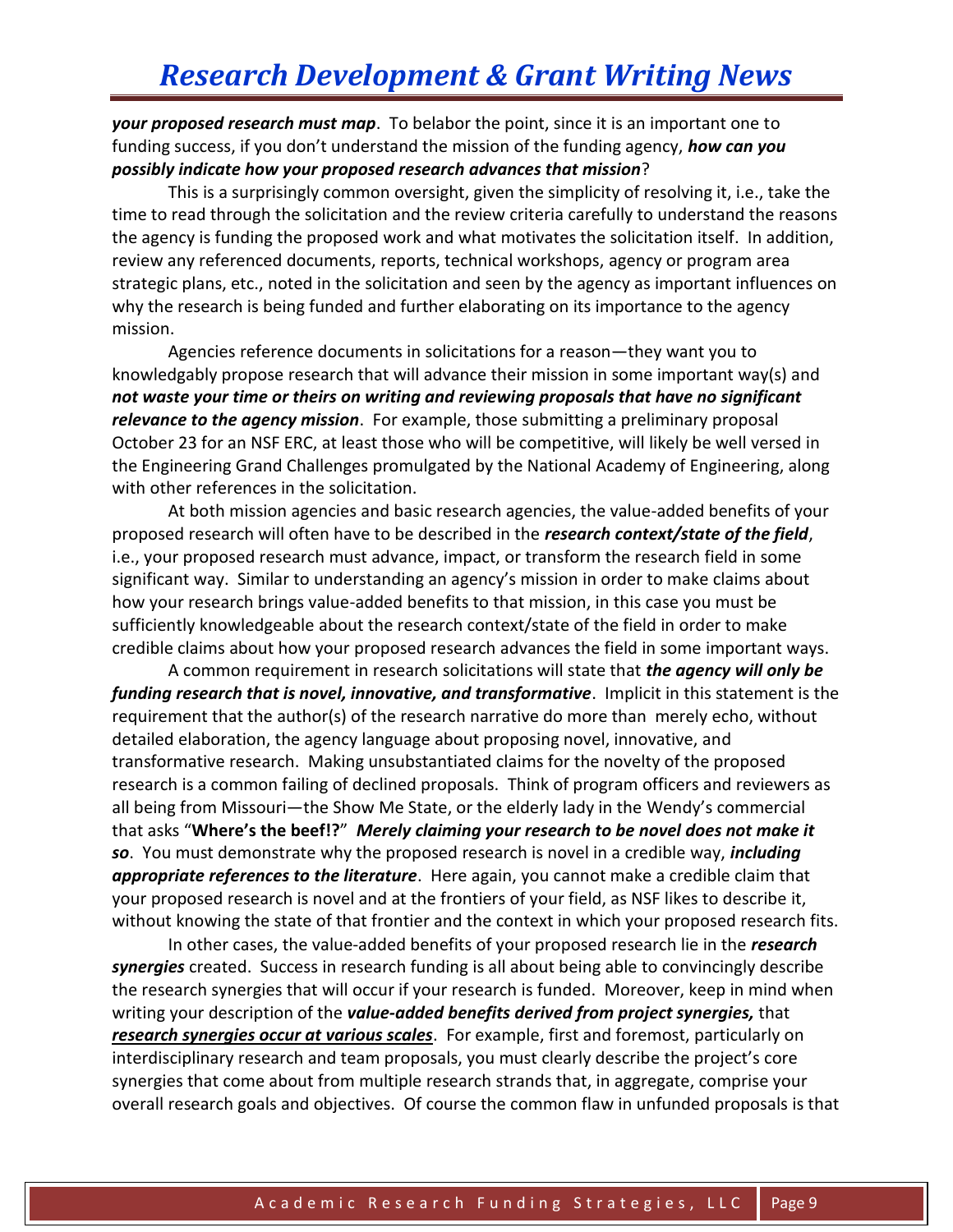***your proposed research must map***. To belabor the point, since it is an important one to funding success, if you don't understand the mission of the funding agency, ***how can you possibly indicate how your proposed research advances that mission***?

This is a surprisingly common oversight, given the simplicity of resolving it, i.e., take the time to read through the solicitation and the review criteria carefully to understand the reasons the agency is funding the proposed work and what motivates the solicitation itself. In addition, review any referenced documents, reports, technical workshops, agency or program area strategic plans, etc., noted in the solicitation and seen by the agency as important influences on why the research is being funded and further elaborating on its importance to the agency mission.

Agencies reference documents in solicitations for a reason—they want you to knowledgably propose research that will advance their mission in some important way(s) and ***not waste your time or theirs on writing and reviewing proposals that have no significant relevance to the agency mission***. For example, those submitting a preliminary proposal October 23 for an NSF ERC, at least those who will be competitive, will likely be well versed in the Engineering Grand Challenges promulgated by the National Academy of Engineering, along with other references in the solicitation.

At both mission agencies and basic research agencies, the value-added benefits of your proposed research will often have to be described in the ***research context/state of the field***, i.e., your proposed research must advance, impact, or transform the research field in some significant way. Similar to understanding an agency's mission in order to make claims about how your research brings value-added benefits to that mission, in this case you must be sufficiently knowledgeable about the research context/state of the field in order to make credible claims about how your proposed research advances the field in some important ways.

A common requirement in research solicitations will state that ***the agency will only be funding research that is novel, innovative, and transformative***. Implicit in this statement is the requirement that the author(s) of the research narrative do more than merely echo, without detailed elaboration, the agency language about proposing novel, innovative, and transformative research. Making unsubstantiated claims for the novelty of the proposed research is a common failing of declined proposals. Think of program officers and reviewers as all being from Missouri—the Show Me State, or the elderly lady in the Wendy's commercial that asks "**Where's the beef!?**" ***Merely claiming your research to be novel does not make it so***. You must demonstrate why the proposed research is novel in a credible way, ***including appropriate references to the literature***. Here again, you cannot make a credible claim that your proposed research is novel and at the frontiers of your field, as NSF likes to describe it, without knowing the state of that frontier and the context in which your proposed research fits.

In other cases, the value-added benefits of your proposed research lie in the ***research synergies*** created. Success in research funding is all about being able to convincingly describe the research synergies that will occur if your research is funded. Moreover, keep in mind when writing your description of the ***value-added benefits derived from project synergies,*** that ***<u>research synergies occur at various scales</u>***. For example, first and foremost, particularly on interdisciplinary research and team proposals, you must clearly describe the project's core synergies that come about from multiple research strands that, in aggregate, comprise your overall research goals and objectives. Of course the common flaw in unfunded proposals is that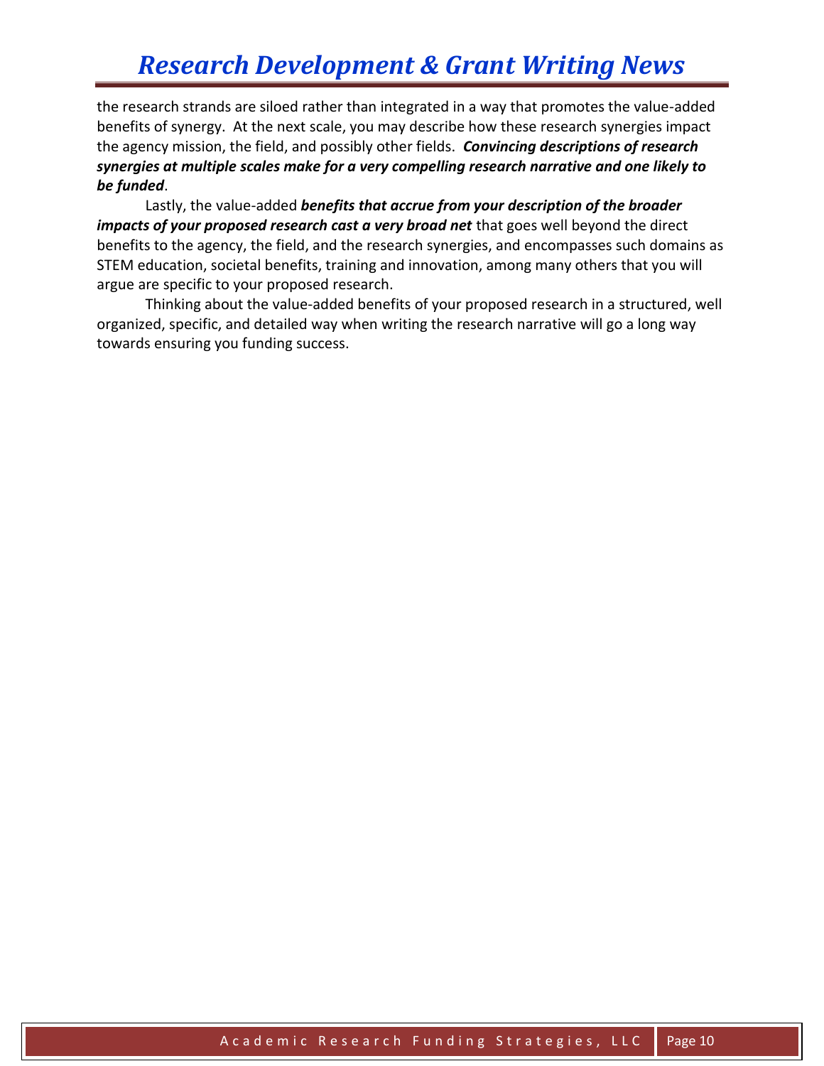the research strands are siloed rather than integrated in a way that promotes the value-added benefits of synergy. At the next scale, you may describe how these research synergies impact the agency mission, the field, and possibly other fields. ***Convincing descriptions of research synergies at multiple scales make for a very compelling research narrative and one likely to be funded***.

Lastly, the value-added ***benefits that accrue from your description of the broader impacts of your proposed research cast a very broad net*** that goes well beyond the direct benefits to the agency, the field, and the research synergies, and encompasses such domains as STEM education, societal benefits, training and innovation, among many others that you will argue are specific to your proposed research.

Thinking about the value-added benefits of your proposed research in a structured, well organized, specific, and detailed way when writing the research narrative will go a long way towards ensuring you funding success.